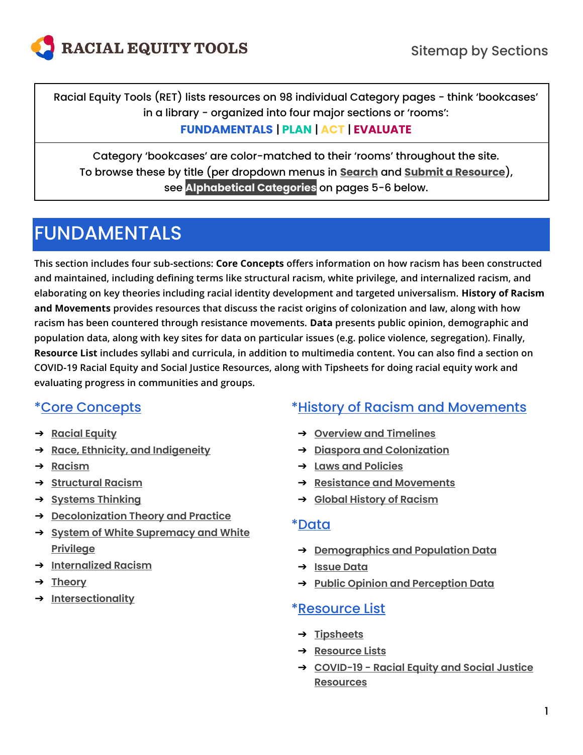# RACIAL EQUITY TOOLS

Sitemap by Sections

Racial Equity Tools (RET) lists resources on 98 individual Category pages - think 'bookcases' in a library - organized into four major sections or 'rooms':

**FUNDAMENTALS** | **PLAN** | **ACT** | **EVALUATE**

Category 'bookcases' are color-matched to their 'rooms' throughout the site. To browse these by title (per dropdown menus in **Search** and **Submit a Resource**), see **Alphabetical Categories** on pages 5-6 below.

## FUNDAMENTALS

This section includes four sub-sections: **Core Concepts** offers information on how racism has been constructed and maintained, including defining terms like structural racism, white privilege, and internalized racism, and elaborating on key theories including racial identity development and targeted universalism. **History of Racism and Movements** provides resources that discuss the racist origins of colonization and law, along with how racism has been countered through resistance movements. **Data** presents public opinion, demographic and population data, along with key sites for data on particular issues (e.g. police violence, segregation). Finally, **Resource List** includes syllabi and curricula, in addition to multimedia content. You can also find a section on COVID-19 Racial Equity and Social Justice Resources, along with Tipsheets for doing racial equity work and evaluating progress in communities and groups.

### *Core Concepts

- Racial Equity
- Race, Ethnicity, and Indigeneity
- Racism
- Structural Racism
- Systems Thinking
- Decolonization Theory and Practice
- System of White Supremacy and White Privilege
- Internalized Racism
- Theory
- Intersectionality

### *History of Racism and Movements

- Overview and Timelines
- Diaspora and Colonization
- Laws and Policies
- Resistance and Movements
- Global History of Racism

### *Data

- Demographics and Population Data
- Issue Data
- Public Opinion and Perception Data

### *Resource List

- Tipsheets
- Resource Lists
- COVID-19 - Racial Equity and Social Justice Resources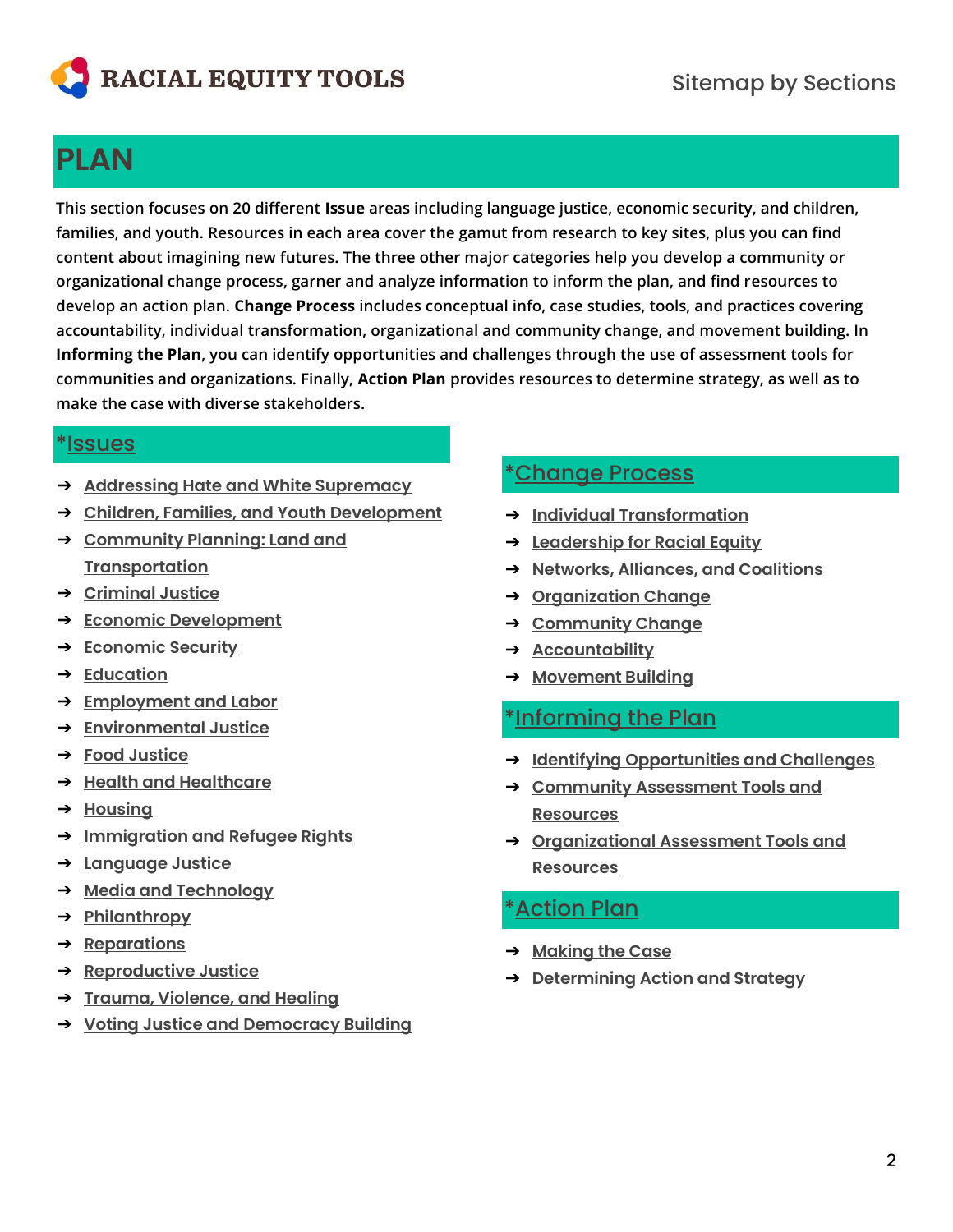# PLAN

This section focuses on 20 different **Issue** areas including language justice, economic security, and children, families, and youth. Resources in each area cover the gamut from research to key sites, plus you can find content about imagining new futures. The three other major categories help you develop a community or organizational change process, garner and analyze information to inform the plan, and find resources to develop an action plan. **Change Process** includes conceptual info, case studies, tools, and practices covering accountability, individual transformation, organizational and community change, and movement building. In **Informing the Plan**, you can identify opportunities and challenges through the use of assessment tools for communities and organizations. Finally, **Action Plan** provides resources to determine strategy, as well as to make the case with diverse stakeholders.

## *Issues

- Addressing Hate and White Supremacy
- Children, Families, and Youth Development
- Community Planning: Land and Transportation
- Criminal Justice
- Economic Development
- Economic Security
- Education
- Employment and Labor
- Environmental Justice
- Food Justice
- Health and Healthcare
- Housing
- Immigration and Refugee Rights
- Language Justice
- Media and Technology
- Philanthropy
- Reparations
- Reproductive Justice
- Trauma, Violence, and Healing
- Voting Justice and Democracy Building

## *Change Process

- Individual Transformation
- Leadership for Racial Equity
- Networks, Alliances, and Coalitions
- Organization Change
- Community Change
- Accountability
- Movement Building

## *Informing the Plan

- Identifying Opportunities and Challenges
- Community Assessment Tools and Resources
- Organizational Assessment Tools and Resources

## *Action Plan

- Making the Case
- Determining Action and Strategy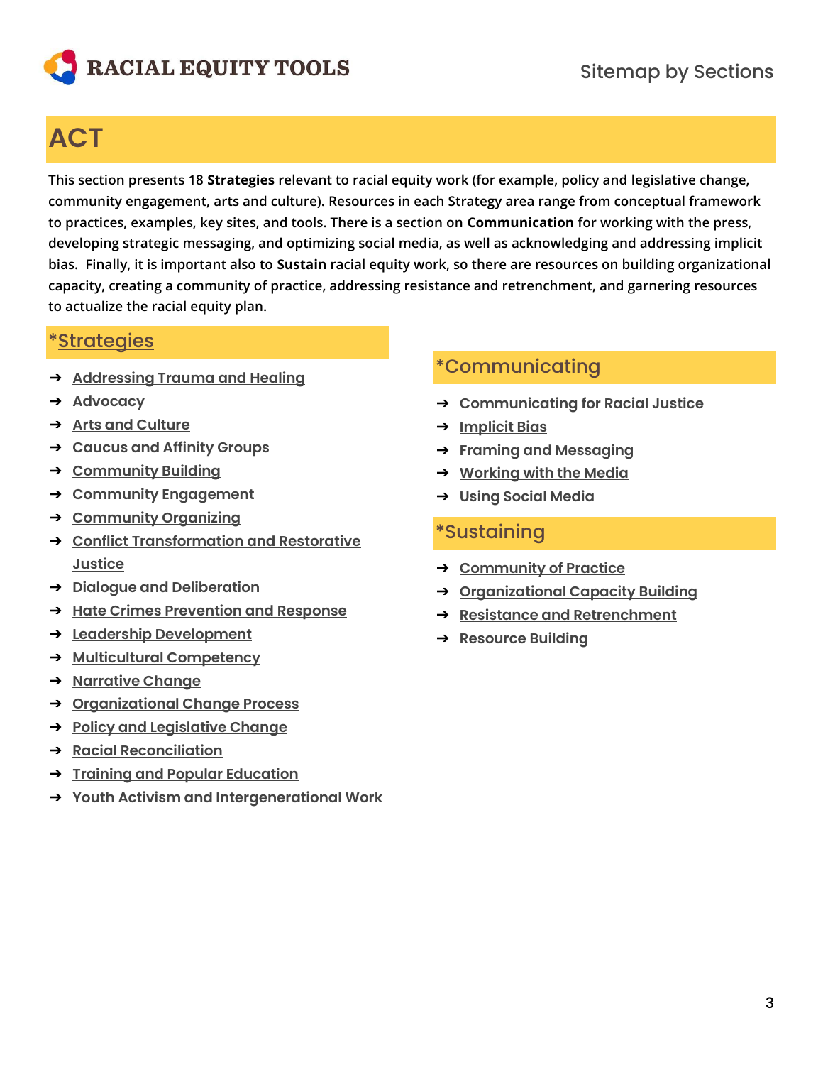# ACT

This section presents 18 **Strategies** relevant to racial equity work (for example, policy and legislative change, community engagement, arts and culture). Resources in each Strategy area range from conceptual framework to practices, examples, key sites, and tools. There is a section on **Communication** for working with the press, developing strategic messaging, and optimizing social media, as well as acknowledging and addressing implicit bias. Finally, it is important also to **Sustain** racial equity work, so there are resources on building organizational capacity, creating a community of practice, addressing resistance and retrenchment, and garnering resources to actualize the racial equity plan.

## *Strategies

- Addressing Trauma and Healing
- Advocacy
- Arts and Culture
- Caucus and Affinity Groups
- Community Building
- Community Engagement
- Community Organizing
- Conflict Transformation and Restorative Justice
- Dialogue and Deliberation
- Hate Crimes Prevention and Response
- Leadership Development
- Multicultural Competency
- Narrative Change
- Organizational Change Process
- Policy and Legislative Change
- Racial Reconciliation
- Training and Popular Education
- Youth Activism and Intergenerational Work

## *Communicating

- Communicating for Racial Justice
- Implicit Bias
- Framing and Messaging
- Working with the Media
- Using Social Media

## *Sustaining

- Community of Practice
- Organizational Capacity Building
- Resistance and Retrenchment
- Resource Building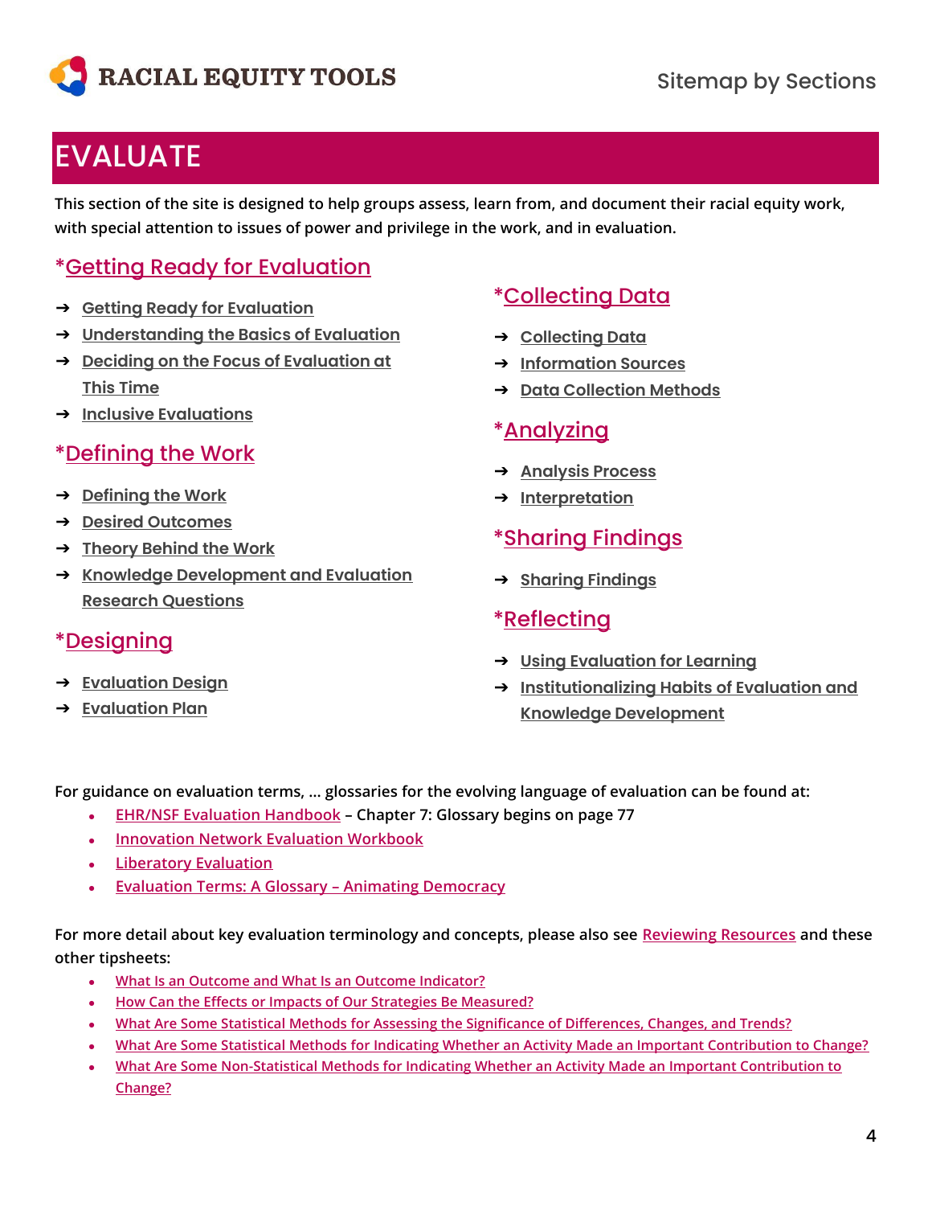# EVALUATE

This section of the site is designed to help groups assess, learn from, and document their racial equity work, with special attention to issues of power and privilege in the work, and in evaluation.

## *Getting Ready for Evaluation

- Getting Ready for Evaluation
- Understanding the Basics of Evaluation
- Deciding on the Focus of Evaluation at This Time
- Inclusive Evaluations

## *Defining the Work

- Defining the Work
- Desired Outcomes
- Theory Behind the Work
- Knowledge Development and Evaluation Research Questions

## *Designing

- Evaluation Design
- Evaluation Plan

## *Collecting Data

- Collecting Data
- Information Sources
- Data Collection Methods

## *Analyzing

- Analysis Process
- Interpretation

## *Sharing Findings

- Sharing Findings

## *Reflecting

- Using Evaluation for Learning
- Institutionalizing Habits of Evaluation and Knowledge Development

For guidance on evaluation terms, ... glossaries for the evolving language of evaluation can be found at:

- EHR/NSF Evaluation Handbook – Chapter 7: Glossary begins on page 77
- Innovation Network Evaluation Workbook
- Liberatory Evaluation
- Evaluation Terms: A Glossary – Animating Democracy

For more detail about key evaluation terminology and concepts, please also see Reviewing Resources and these other tipsheets:

- What Is an Outcome and What Is an Outcome Indicator?
- How Can the Effects or Impacts of Our Strategies Be Measured?
- What Are Some Statistical Methods for Assessing the Significance of Differences, Changes, and Trends?
- What Are Some Statistical Methods for Indicating Whether an Activity Made an Important Contribution to Change?
- What Are Some Non-Statistical Methods for Indicating Whether an Activity Made an Important Contribution to Change?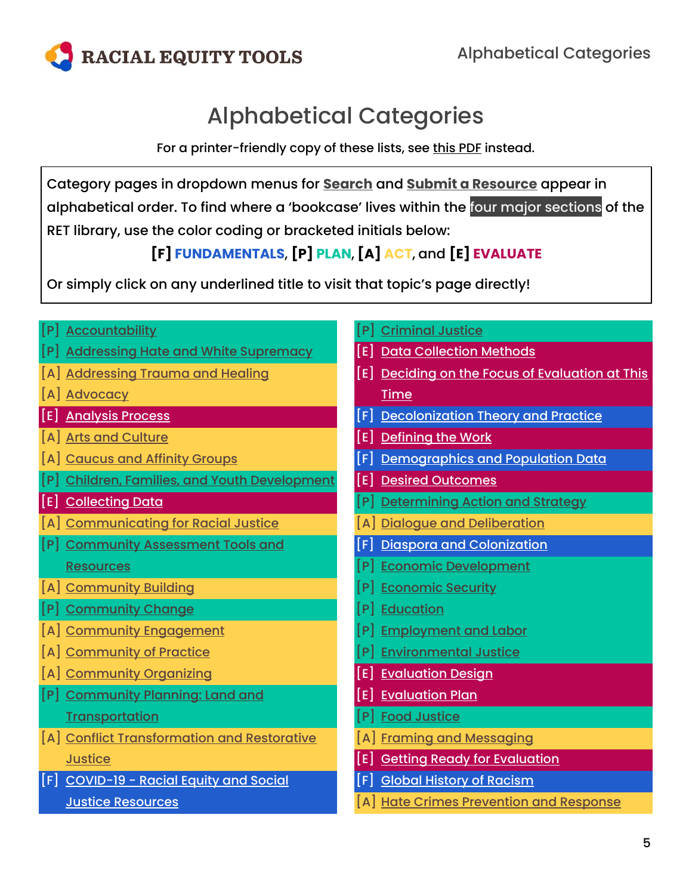# Alphabetical Categories

For a printer-friendly copy of these lists, see this PDF instead.

Category pages in dropdown menus for **Search** and **Submit a Resource** appear in alphabetical order. To find where a 'bookcase' lives within the four major sections of the RET library, use the color coding or bracketed initials below:

**[F] FUNDAMENTALS**, **[P] PLAN**, **[A] ACT**, and **[E] EVALUATE**

Or simply click on any underlined title to visit that topic's page directly!

- [P] Accountability
- [P] Addressing Hate and White Supremacy
- [A] Addressing Trauma and Healing
- [A] Advocacy
- [E] Analysis Process
- [A] Arts and Culture
- [A] Caucus and Affinity Groups
- [P] Children, Families, and Youth Development
- [E] Collecting Data
- [A] Communicating for Racial Justice
- [P] Community Assessment Tools and Resources
- [A] Community Building
- [P] Community Change
- [A] Community Engagement
- [A] Community of Practice
- [A] Community Organizing
- [P] Community Planning: Land and Transportation
- [A] Conflict Transformation and Restorative Justice
- [F] COVID-19 - Racial Equity and Social Justice Resources
- [P] Criminal Justice
- [E] Data Collection Methods
- [E] Deciding on the Focus of Evaluation at This Time
- [F] Decolonization Theory and Practice
- [E] Defining the Work
- [F] Demographics and Population Data
- [E] Desired Outcomes
- [P] Determining Action and Strategy
- [A] Dialogue and Deliberation
- [F] Diaspora and Colonization
- [P] Economic Development
- [P] Economic Security
- [P] Education
- [P] Employment and Labor
- [P] Environmental Justice
- [E] Evaluation Design
- [E] Evaluation Plan
- [P] Food Justice
- [A] Framing and Messaging
- [E] Getting Ready for Evaluation
- [F] Global History of Racism
- [A] Hate Crimes Prevention and Response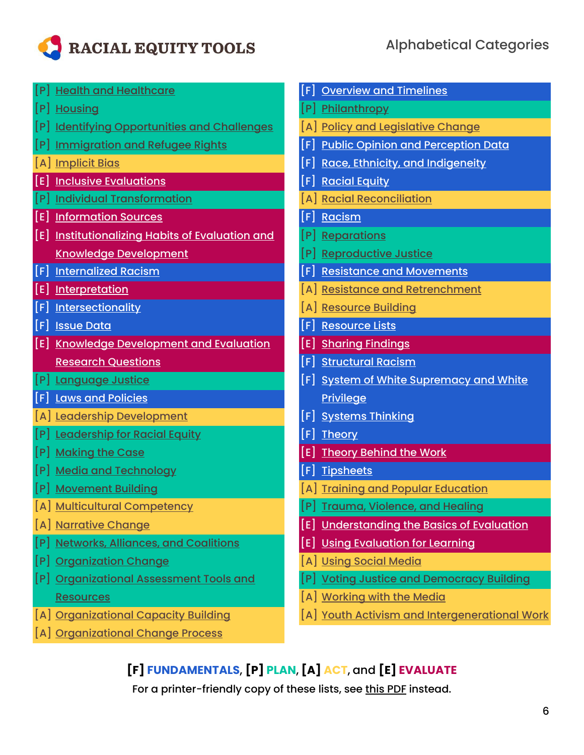# RACIAL EQUITY TOOLS

Alphabetical Categories

- [P] Health and Healthcare
- [P] Housing
- [P] Identifying Opportunities and Challenges
- [P] Immigration and Refugee Rights
- [A] Implicit Bias
- [E] Inclusive Evaluations
- [P] Individual Transformation
- [E] Information Sources
- [E] Institutionalizing Habits of Evaluation and Knowledge Development
- [F] Internalized Racism
- [E] Interpretation
- [F] Intersectionality
- [F] Issue Data
- [E] Knowledge Development and Evaluation Research Questions
- [P] Language Justice
- [F] Laws and Policies
- [A] Leadership Development
- [P] Leadership for Racial Equity
- [P] Making the Case
- [P] Media and Technology
- [P] Movement Building
- [A] Multicultural Competency
- [A] Narrative Change
- [P] Networks, Alliances, and Coalitions
- [P] Organization Change
- [P] Organizational Assessment Tools and Resources
- [A] Organizational Capacity Building
- [A] Organizational Change Process
- [F] Overview and Timelines
- [P] Philanthropy
- [A] Policy and Legislative Change
- [F] Public Opinion and Perception Data
- [F] Race, Ethnicity, and Indigeneity
- [F] Racial Equity
- [A] Racial Reconciliation
- [F] Racism
- [P] Reparations
- [P] Reproductive Justice
- [F] Resistance and Movements
- [A] Resistance and Retrenchment
- [A] Resource Building
- [F] Resource Lists
- [E] Sharing Findings
- [F] Structural Racism
- [F] System of White Supremacy and White Privilege
- [F] Systems Thinking
- [F] Theory
- [E] Theory Behind the Work
- [F] Tipsheets
- [A] Training and Popular Education
- [P] Trauma, Violence, and Healing
- [E] Understanding the Basics of Evaluation
- [E] Using Evaluation for Learning
- [A] Using Social Media
- [P] Voting Justice and Democracy Building
- [A] Working with the Media
- [A] Youth Activism and Intergenerational Work

**[F] FUNDAMENTALS**, **[P] PLAN**, **[A] ACT**, and **[E] EVALUATE**

For a printer-friendly copy of these lists, see this PDF instead.